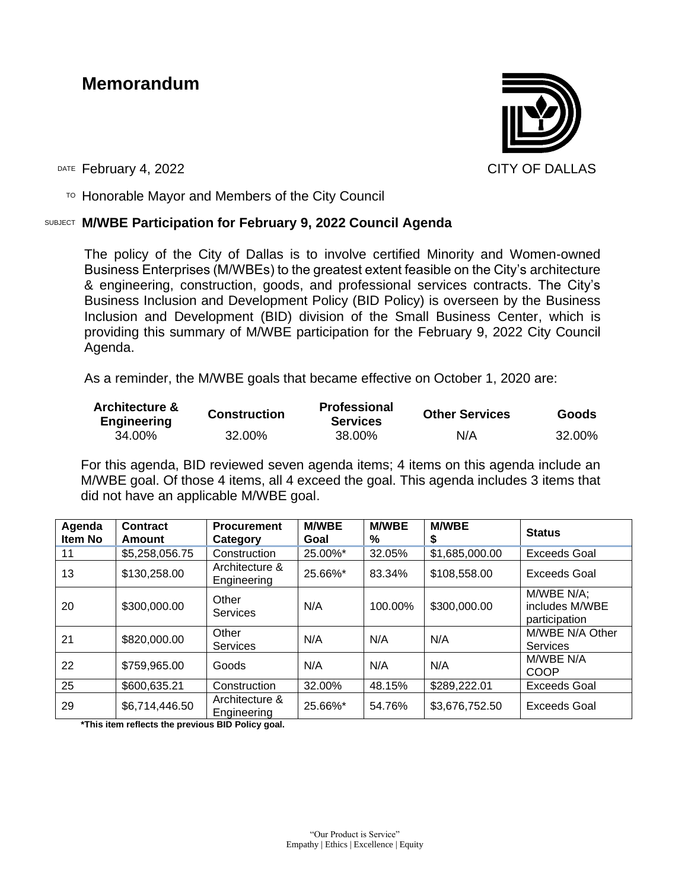# Memorandum

CITY OF DALLAS

DATE February 4, 2022

TO Honorable Mayor and Members of the City Council

SUBJECT **M/WBE Participation for February 9, 2022 Council Agenda**

The policy of the City of Dallas is to involve certified Minority and Women-owned Business Enterprises (M/WBEs) to the greatest extent feasible on the City's architecture & engineering, construction, goods, and professional services contracts. The City's Business Inclusion and Development Policy (BID Policy) is overseen by the Business Inclusion and Development (BID) division of the Small Business Center, which is providing this summary of M/WBE participation for the February 9, 2022 City Council Agenda.

As a reminder, the M/WBE goals that became effective on October 1, 2020 are:

| Architecture & Engineering | Construction | Professional Services | Other Services | Goods |
|---|---|---|---|---|
| 34.00% | 32.00% | 38.00% | N/A | 32.00% |

For this agenda, BID reviewed seven agenda items; 4 items on this agenda include an M/WBE goal. Of those 4 items, all 4 exceed the goal. This agenda includes 3 items that did not have an applicable M/WBE goal.

| Agenda Item No | Contract Amount | Procurement Category | M/WBE Goal | M/WBE % | M/WBE $ | Status |
|---|---|---|---|---|---|---|
| 11 | $5,258,056.75 | Construction | 25.00%* | 32.05% | $1,685,000.00 | Exceeds Goal |
| 13 | $130,258.00 | Architecture & Engineering | 25.66%* | 83.34% | $108,558.00 | Exceeds Goal |
| 20 | $300,000.00 | Other Services | N/A | 100.00% | $300,000.00 | M/WBE N/A; includes M/WBE participation |
| 21 | $820,000.00 | Other Services | N/A | N/A | N/A | M/WBE N/A Other Services |
| 22 | $759,965.00 | Goods | N/A | N/A | N/A | M/WBE N/A COOP |
| 25 | $600,635.21 | Construction | 32.00% | 48.15% | $289,222.01 | Exceeds Goal |
| 29 | $6,714,446.50 | Architecture & Engineering | 25.66%* | 54.76% | $3,676,752.50 | Exceeds Goal |

**\*This item reflects the previous BID Policy goal.**

"Our Product is Service"
Empathy | Ethics | Excellence | Equity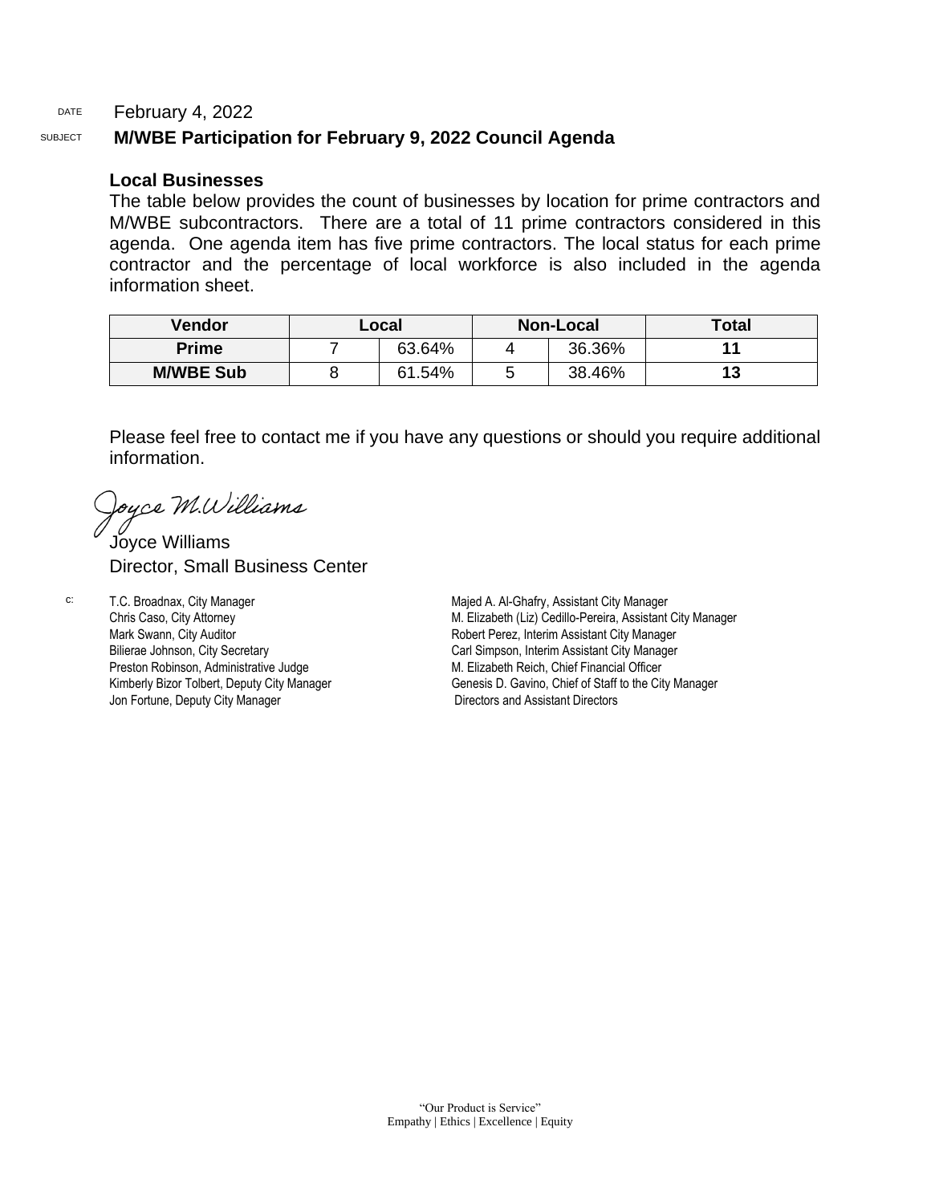DATE February 4, 2022

SUBJECT **M/WBE Participation for February 9, 2022 Council Agenda**

### Local Businesses

The table below provides the count of businesses by location for prime contractors and M/WBE subcontractors. There are a total of 11 prime contractors considered in this agenda. One agenda item has five prime contractors. The local status for each prime contractor and the percentage of local workforce is also included in the agenda information sheet.

| Vendor | Local | | Non-Local | | Total |
|---|---|---|---|---|---|
| **Prime** | 7 | 63.64% | 4 | 36.36% | **11** |
| **M/WBE Sub** | 8 | 61.54% | 5 | 38.46% | **13** |

Please feel free to contact me if you have any questions or should you require additional information.

Joyce M. Williams

Joyce Williams
Director, Small Business Center

c: T.C. Broadnax, City Manager
Chris Caso, City Attorney
Mark Swann, City Auditor
Bilierae Johnson, City Secretary
Preston Robinson, Administrative Judge
Kimberly Bizor Tolbert, Deputy City Manager
Jon Fortune, Deputy City Manager
Majed A. Al-Ghafry, Assistant City Manager
M. Elizabeth (Liz) Cedillo-Pereira, Assistant City Manager
Robert Perez, Interim Assistant City Manager
Carl Simpson, Interim Assistant City Manager
M. Elizabeth Reich, Chief Financial Officer
Genesis D. Gavino, Chief of Staff to the City Manager
Directors and Assistant Directors

"Our Product is Service"
Empathy | Ethics | Excellence | Equity